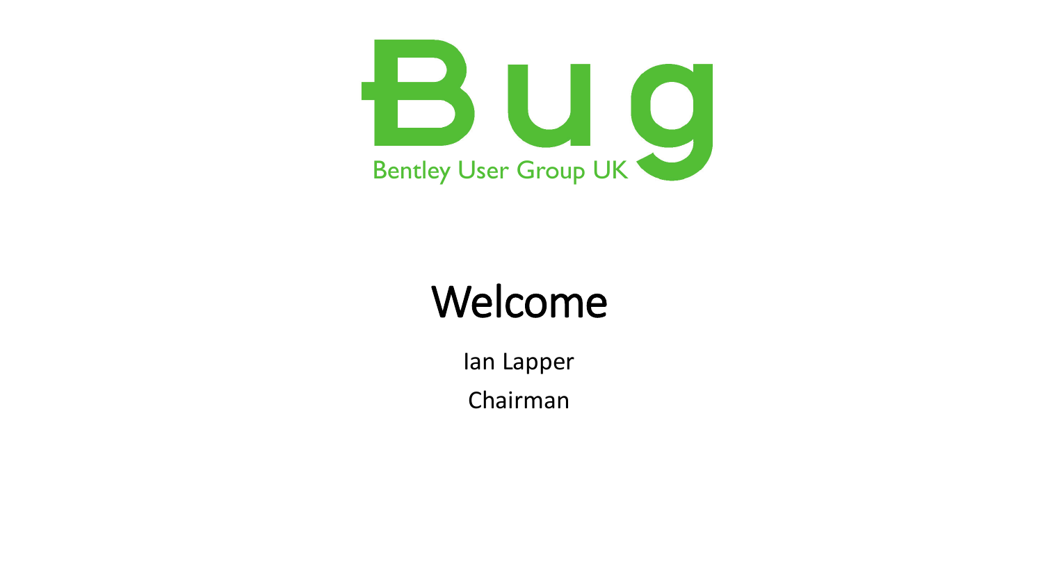Bug

Bentley User Group UK

# Welcome

Ian Lapper

Chairman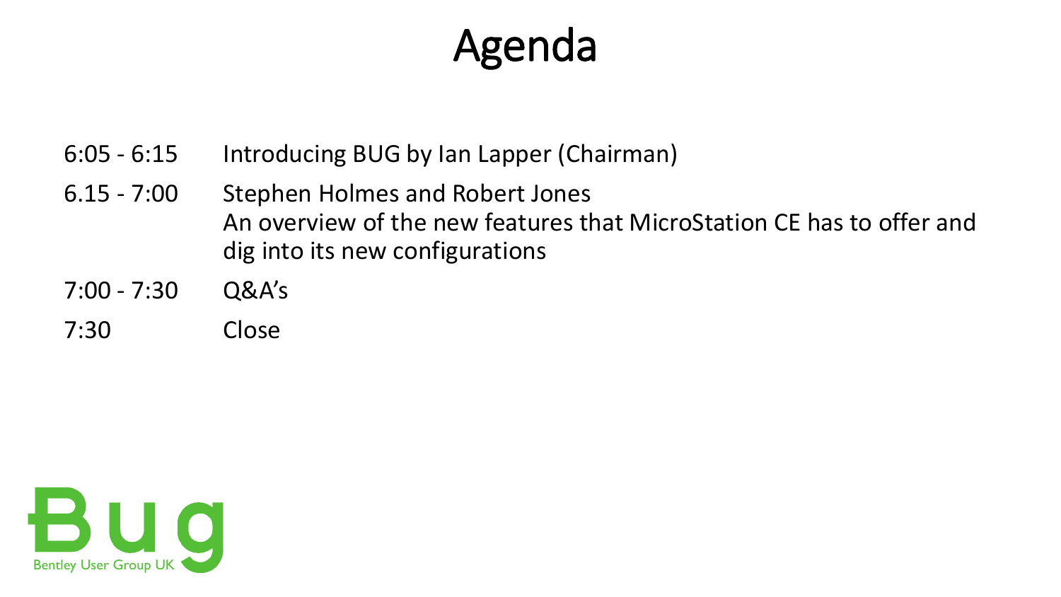# Agenda

| | |
|---|---|
| 6:05 - 6:15 | Introducing BUG by Ian Lapper (Chairman) |
| 6.15 - 7:00 | Stephen Holmes and Robert Jones<br>An overview of the new features that MicroStation CE has to offer and dig into its new configurations |
| 7:00 - 7:30 | Q&A’s |
| 7:30 | Close |

Bug
Bentley User Group UK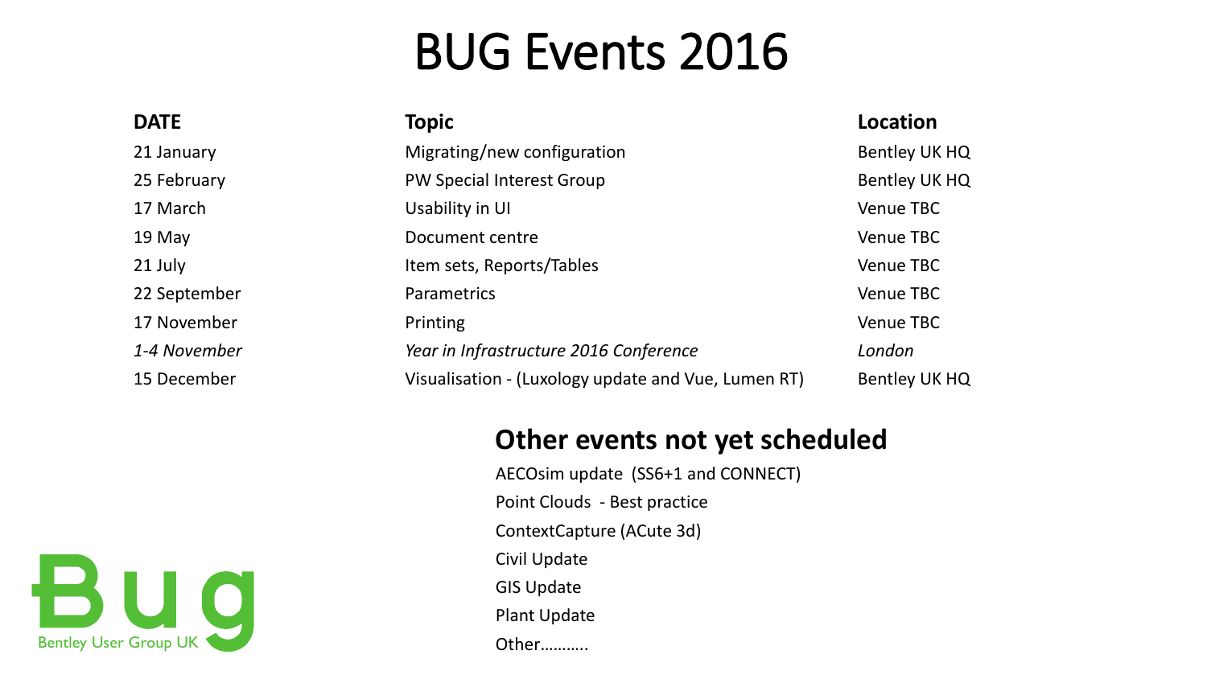# BUG Events 2016

| DATE | Topic | Location |
| --- | --- | --- |
| 21 January | Migrating/new configuration | Bentley UK HQ |
| 25 February | PW Special Interest Group | Bentley UK HQ |
| 17 March | Usability in UI | Venue TBC |
| 19 May | Document centre | Venue TBC |
| 21 July | Item sets, Reports/Tables | Venue TBC |
| 22 September | Parametrics | Venue TBC |
| 17 November | Printing | Venue TBC |
| *1-4 November* | *Year in Infrastructure 2016 Conference* | *London* |
| 15 December | Visualisation - (Luxology update and Vue, Lumen RT) | Bentley UK HQ |

## Other events not yet scheduled

AECOsim update (SS6+1 and CONNECT)

Point Clouds - Best practice

ContextCapture (ACute 3d)

Civil Update

GIS Update

Plant Update

Other……….

Bug

Bentley User Group UK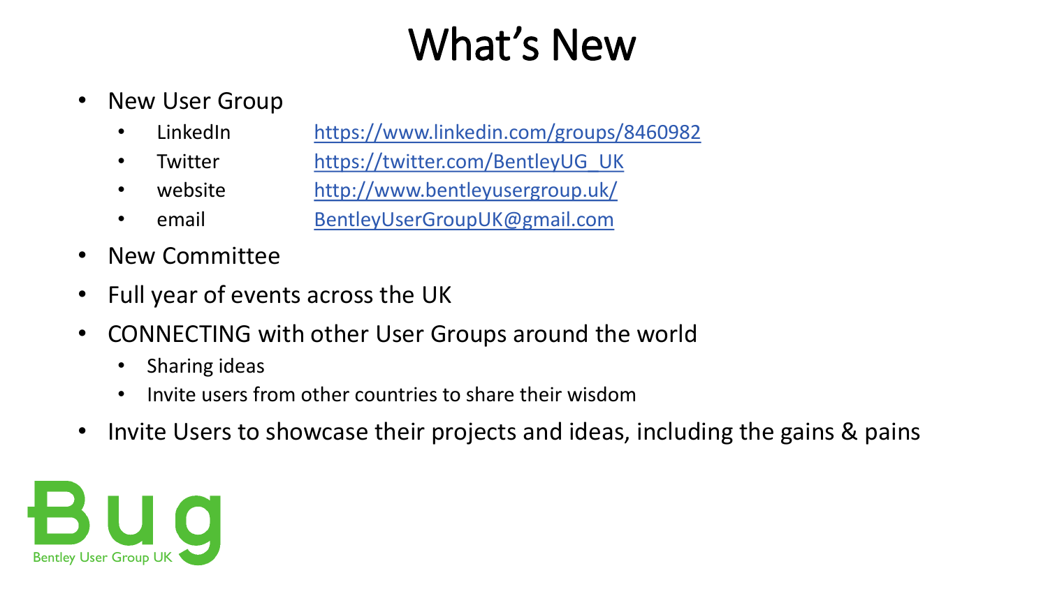# What's New

- New User Group
  - LinkedIn https://www.linkedin.com/groups/8460982
  - Twitter https://twitter.com/BentleyUG_UK
  - website http://www.bentleyusergroup.uk/
  - email BentleyUserGroupUK@gmail.com
- New Committee
- Full year of events across the UK
- CONNECTING with other User Groups around the world
  - Sharing ideas
  - Invite users from other countries to share their wisdom
- Invite Users to showcase their projects and ideas, including the gains & pains

Bug

Bentley User Group UK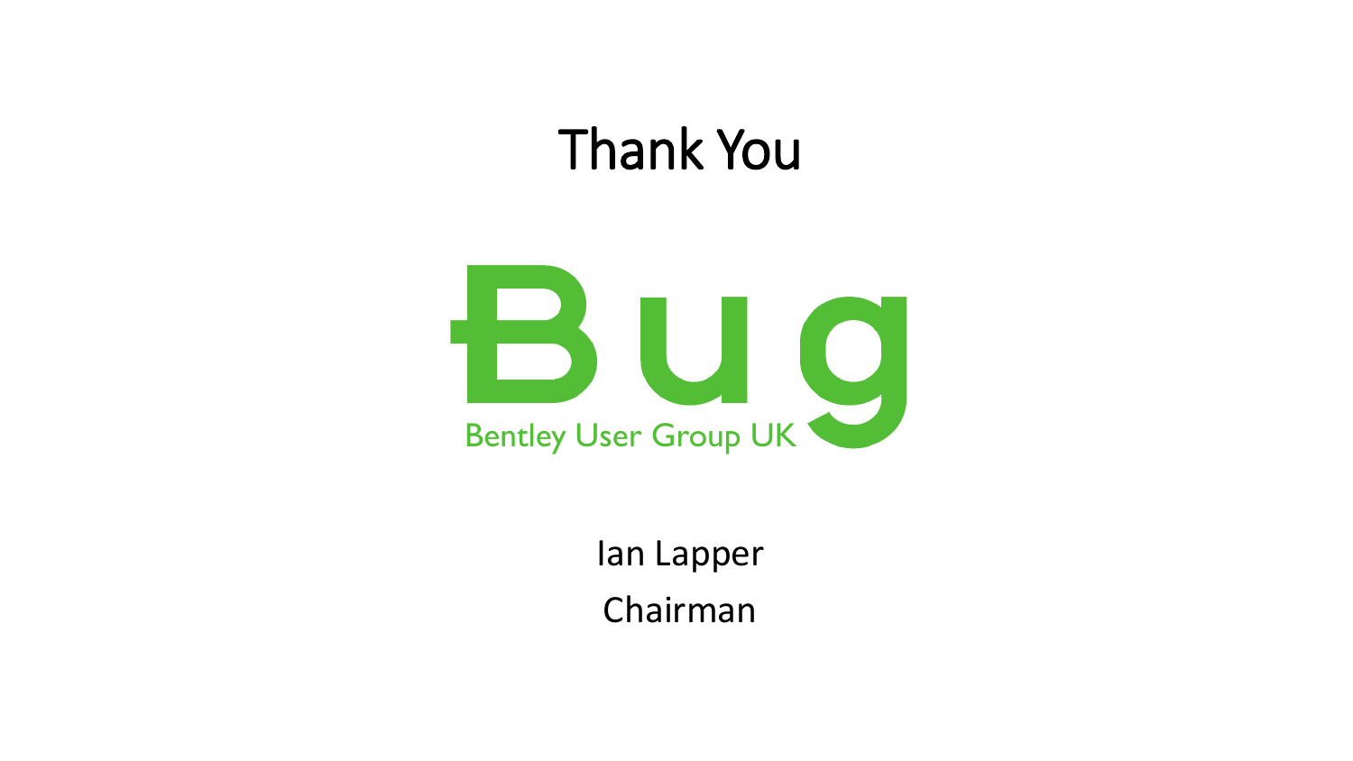# Thank You

Bug

Bentley User Group UK

Ian Lapper

Chairman